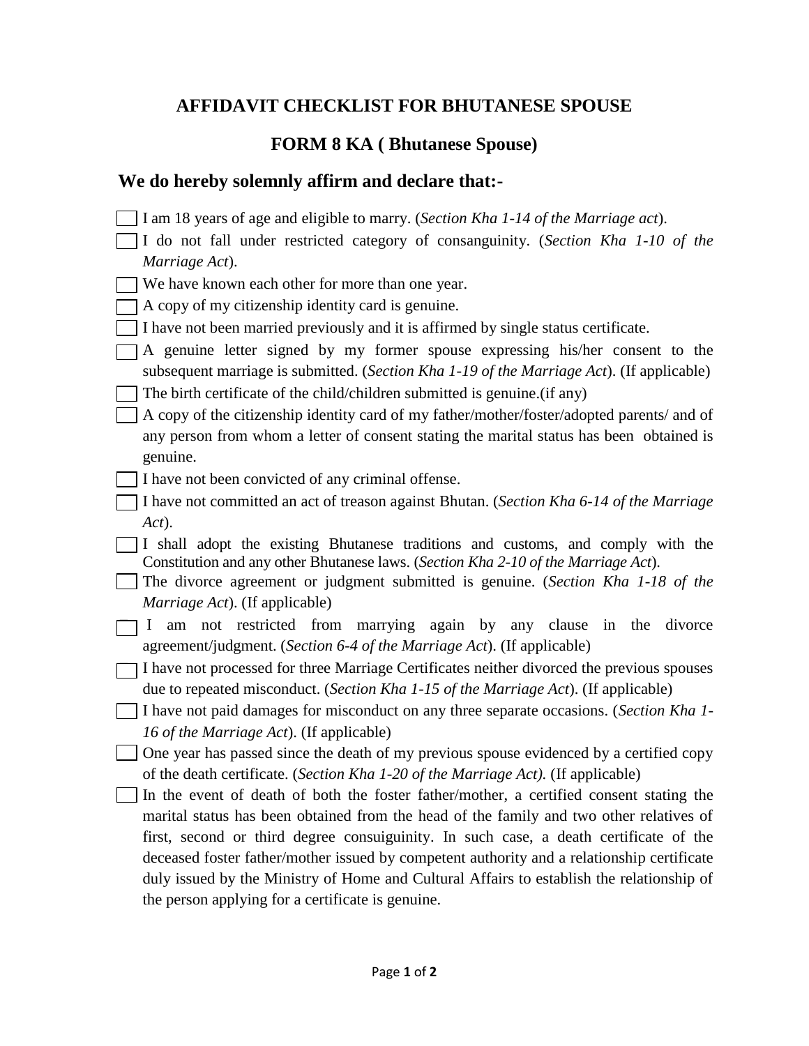# AFFIDAVIT CHECKLIST FOR BHUTANESE SPOUSE

## FORM 8 KA ( Bhutanese Spouse)

### We do hereby solemnly affirm and declare that:-

- [ ] I am 18 years of age and eligible to marry. (*Section Kha 1-14 of the Marriage act*).
- [ ] I do not fall under restricted category of consanguinity. (*Section Kha 1-10 of the Marriage Act*).
- [ ] We have known each other for more than one year.
- [ ] A copy of my citizenship identity card is genuine.
- [ ] I have not been married previously and it is affirmed by single status certificate.
- [ ] A genuine letter signed by my former spouse expressing his/her consent to the subsequent marriage is submitted. (*Section Kha 1-19 of the Marriage Act*). (If applicable)
- [ ] The birth certificate of the child/children submitted is genuine.(if any)
- [ ] A copy of the citizenship identity card of my father/mother/foster/adopted parents/ and of any person from whom a letter of consent stating the marital status has been obtained is genuine.
- [ ] I have not been convicted of any criminal offense.
- [ ] I have not committed an act of treason against Bhutan. (*Section Kha 6-14 of the Marriage Act*).
- [ ] I shall adopt the existing Bhutanese traditions and customs, and comply with the Constitution and any other Bhutanese laws. (*Section Kha 2-10 of the Marriage Act*).
- [ ] The divorce agreement or judgment submitted is genuine. (*Section Kha 1-18 of the Marriage Act*). (If applicable)
- [ ] I am not restricted from marrying again by any clause in the divorce agreement/judgment. (*Section 6-4 of the Marriage Act*). (If applicable)
- [ ] I have not processed for three Marriage Certificates neither divorced the previous spouses due to repeated misconduct. (*Section Kha 1-15 of the Marriage Act*). (If applicable)
- [ ] I have not paid damages for misconduct on any three separate occasions. (*Section Kha 1-16 of the Marriage Act*). (If applicable)
- [ ] One year has passed since the death of my previous spouse evidenced by a certified copy of the death certificate. (*Section Kha 1-20 of the Marriage Act).* (If applicable)
- [ ] In the event of death of both the foster father/mother, a certified consent stating the marital status has been obtained from the head of the family and two other relatives of first, second or third degree consuiguinity. In such case, a death certificate of the deceased foster father/mother issued by competent authority and a relationship certificate duly issued by the Ministry of Home and Cultural Affairs to establish the relationship of the person applying for a certificate is genuine.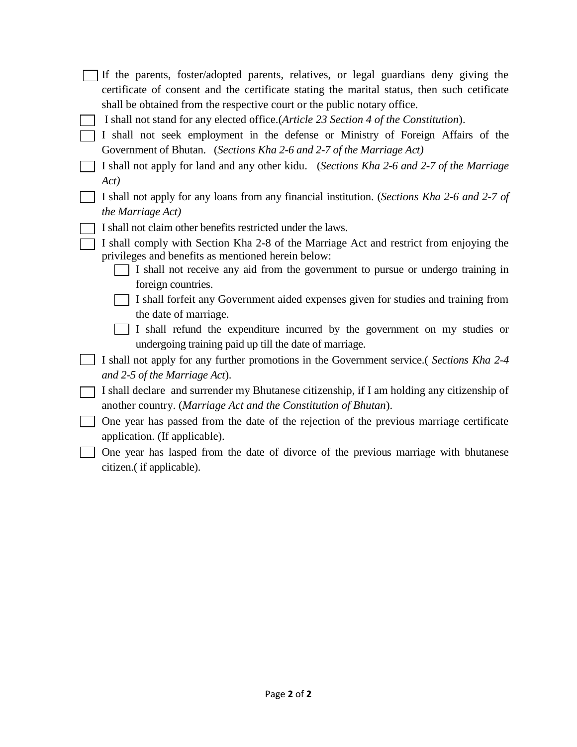- [ ] If the parents, foster/adopted parents, relatives, or legal guardians deny giving the certificate of consent and the certificate stating the marital status, then such cetificate shall be obtained from the respective court or the public notary office.
- [ ] I shall not stand for any elected office.(*Article 23 Section 4 of the Constitution*).
- [ ] I shall not seek employment in the defense or Ministry of Foreign Affairs of the Government of Bhutan. (*Sections Kha 2-6 and 2-7 of the Marriage Act)*
- [ ] I shall not apply for land and any other kidu. (*Sections Kha 2-6 and 2-7 of the Marriage Act)*
- [ ] I shall not apply for any loans from any financial institution. (*Sections Kha 2-6 and 2-7 of the Marriage Act)*
- [ ] I shall not claim other benefits restricted under the laws.
- [ ] I shall comply with Section Kha 2-8 of the Marriage Act and restrict from enjoying the privileges and benefits as mentioned herein below:
  - [ ] I shall not receive any aid from the government to pursue or undergo training in foreign countries.
  - [ ] I shall forfeit any Government aided expenses given for studies and training from the date of marriage.
  - [ ] I shall refund the expenditure incurred by the government on my studies or undergoing training paid up till the date of marriage.
- [ ] I shall not apply for any further promotions in the Government service.( *Sections Kha 2-4 and 2-5 of the Marriage Act*).
- [ ] I shall declare and surrender my Bhutanese citizenship, if I am holding any citizenship of another country. (*Marriage Act and the Constitution of Bhutan*).
- [ ] One year has passed from the date of the rejection of the previous marriage certificate application. (If applicable).
- [ ] One year has lasped from the date of divorce of the previous marriage with bhutanese citizen.( if applicable).